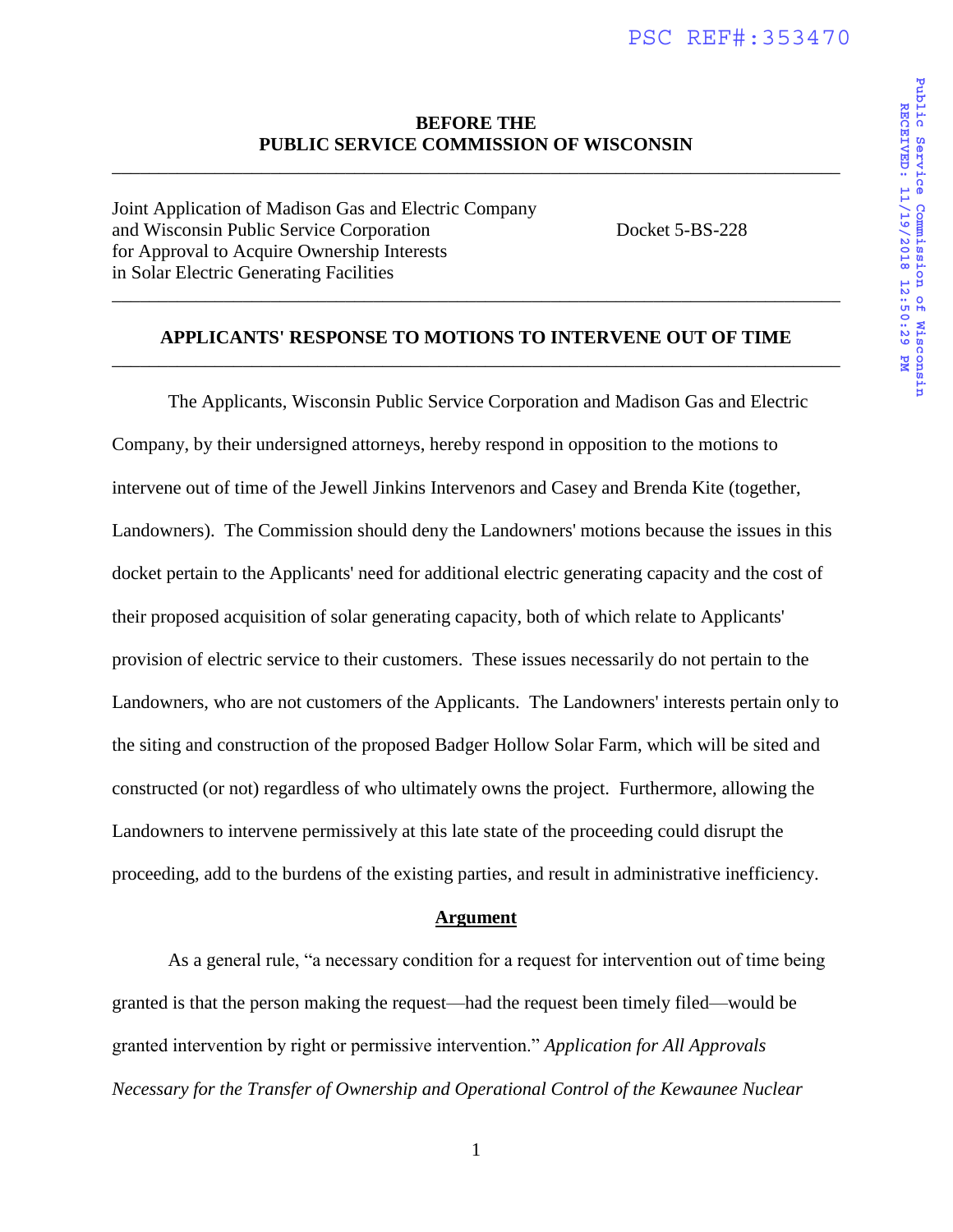**BEFORE THE**
**PUBLIC SERVICE COMMISSION OF WISCONSIN**

---

Joint Application of Madison Gas and Electric Company and Wisconsin Public Service Corporation for Approval to Acquire Ownership Interests in Solar Electric Generating Facilities

Docket 5-BS-228

---

**APPLICANTS' RESPONSE TO MOTIONS TO INTERVENE OUT OF TIME**

---

The Applicants, Wisconsin Public Service Corporation and Madison Gas and Electric Company, by their undersigned attorneys, hereby respond in opposition to the motions to intervene out of time of the Jewell Jinkins Intervenors and Casey and Brenda Kite (together, Landowners). The Commission should deny the Landowners' motions because the issues in this docket pertain to the Applicants' need for additional electric generating capacity and the cost of their proposed acquisition of solar generating capacity, both of which relate to Applicants' provision of electric service to their customers. These issues necessarily do not pertain to the Landowners, who are not customers of the Applicants. The Landowners' interests pertain only to the siting and construction of the proposed Badger Hollow Solar Farm, which will be sited and constructed (or not) regardless of who ultimately owns the project. Furthermore, allowing the Landowners to intervene permissively at this late state of the proceeding could disrupt the proceeding, add to the burdens of the existing parties, and result in administrative inefficiency.

**<u>Argument</u>**

As a general rule, "a necessary condition for a request for intervention out of time being granted is that the person making the request—had the request been timely filed—would be granted intervention by right or permissive intervention." *Application for All Approvals Necessary for the Transfer of Ownership and Operational Control of the Kewaunee Nuclear*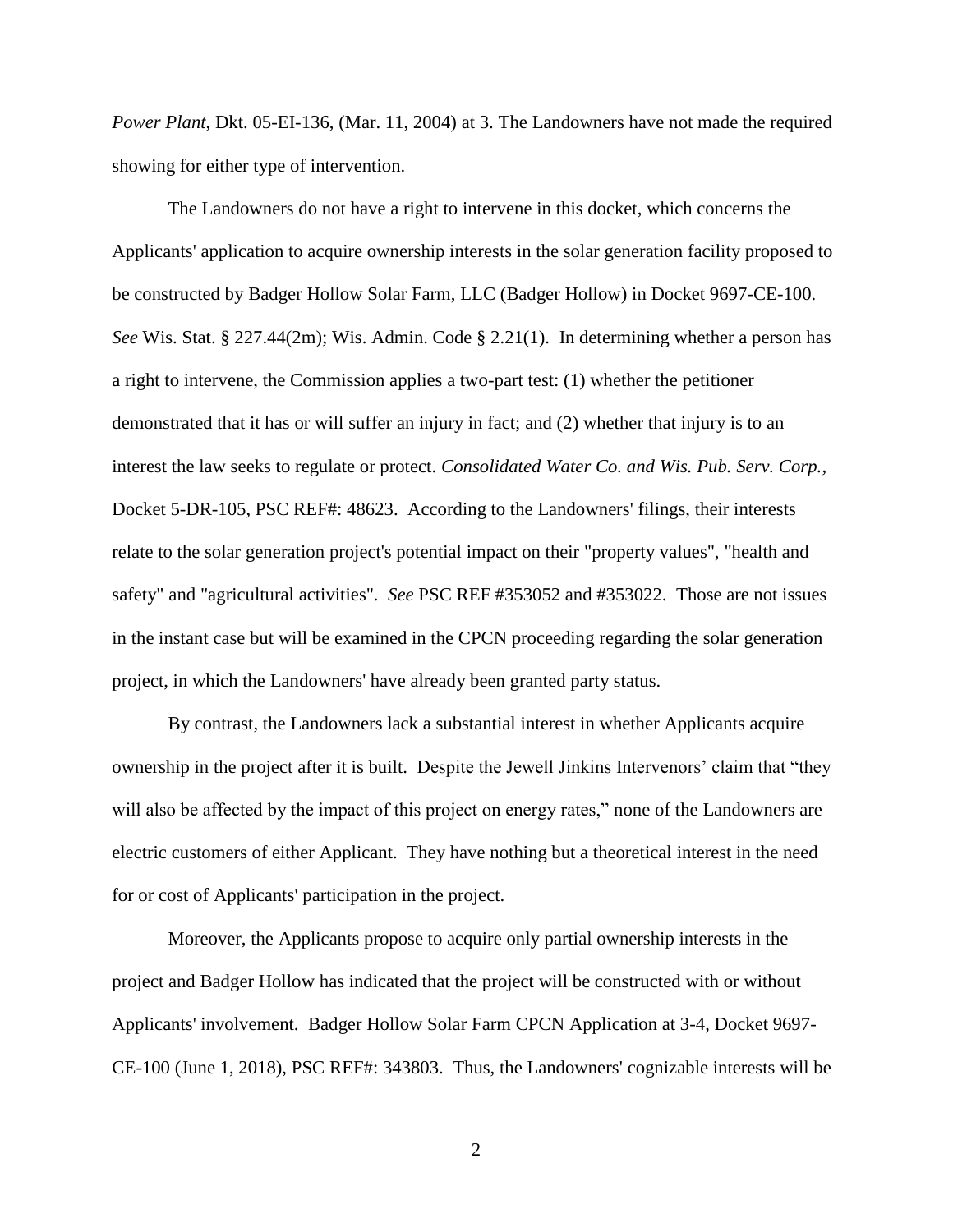*Power Plant*, Dkt. 05-EI-136, (Mar. 11, 2004) at 3. The Landowners have not made the required showing for either type of intervention.

The Landowners do not have a right to intervene in this docket, which concerns the Applicants' application to acquire ownership interests in the solar generation facility proposed to be constructed by Badger Hollow Solar Farm, LLC (Badger Hollow) in Docket 9697-CE-100. *See* Wis. Stat. § 227.44(2m); Wis. Admin. Code § 2.21(1). In determining whether a person has a right to intervene, the Commission applies a two-part test: (1) whether the petitioner demonstrated that it has or will suffer an injury in fact; and (2) whether that injury is to an interest the law seeks to regulate or protect. *Consolidated Water Co. and Wis. Pub. Serv. Corp.*, Docket 5-DR-105, PSC REF#: 48623. According to the Landowners' filings, their interests relate to the solar generation project's potential impact on their "property values", "health and safety" and "agricultural activities". *See* PSC REF #353052 and #353022. Those are not issues in the instant case but will be examined in the CPCN proceeding regarding the solar generation project, in which the Landowners' have already been granted party status.

By contrast, the Landowners lack a substantial interest in whether Applicants acquire ownership in the project after it is built. Despite the Jewell Jinkins Intervenors' claim that "they will also be affected by the impact of this project on energy rates," none of the Landowners are electric customers of either Applicant. They have nothing but a theoretical interest in the need for or cost of Applicants' participation in the project.

Moreover, the Applicants propose to acquire only partial ownership interests in the project and Badger Hollow has indicated that the project will be constructed with or without Applicants' involvement. Badger Hollow Solar Farm CPCN Application at 3-4, Docket 9697-CE-100 (June 1, 2018), PSC REF#: 343803. Thus, the Landowners' cognizable interests will be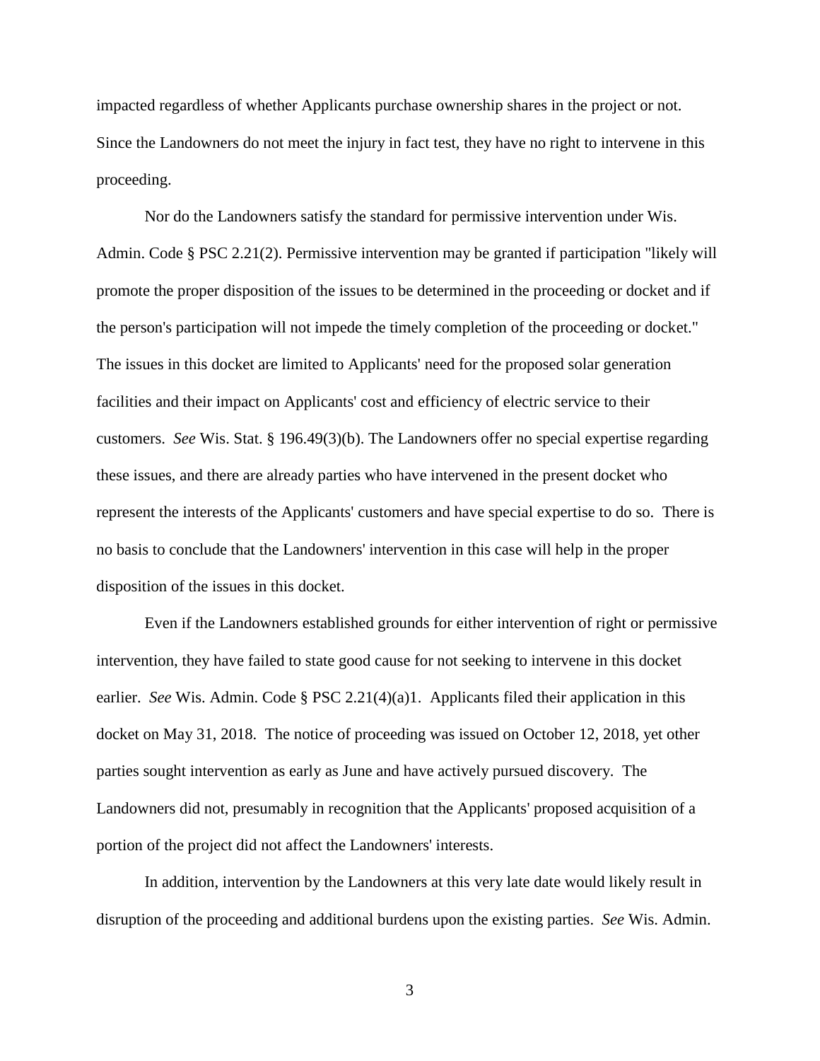impacted regardless of whether Applicants purchase ownership shares in the project or not. Since the Landowners do not meet the injury in fact test, they have no right to intervene in this proceeding.

Nor do the Landowners satisfy the standard for permissive intervention under Wis. Admin. Code § PSC 2.21(2). Permissive intervention may be granted if participation "likely will promote the proper disposition of the issues to be determined in the proceeding or docket and if the person's participation will not impede the timely completion of the proceeding or docket." The issues in this docket are limited to Applicants' need for the proposed solar generation facilities and their impact on Applicants' cost and efficiency of electric service to their customers. *See* Wis. Stat. § 196.49(3)(b). The Landowners offer no special expertise regarding these issues, and there are already parties who have intervened in the present docket who represent the interests of the Applicants' customers and have special expertise to do so. There is no basis to conclude that the Landowners' intervention in this case will help in the proper disposition of the issues in this docket.

Even if the Landowners established grounds for either intervention of right or permissive intervention, they have failed to state good cause for not seeking to intervene in this docket earlier. *See* Wis. Admin. Code § PSC 2.21(4)(a)1. Applicants filed their application in this docket on May 31, 2018. The notice of proceeding was issued on October 12, 2018, yet other parties sought intervention as early as June and have actively pursued discovery. The Landowners did not, presumably in recognition that the Applicants' proposed acquisition of a portion of the project did not affect the Landowners' interests.

In addition, intervention by the Landowners at this very late date would likely result in disruption of the proceeding and additional burdens upon the existing parties. *See* Wis. Admin.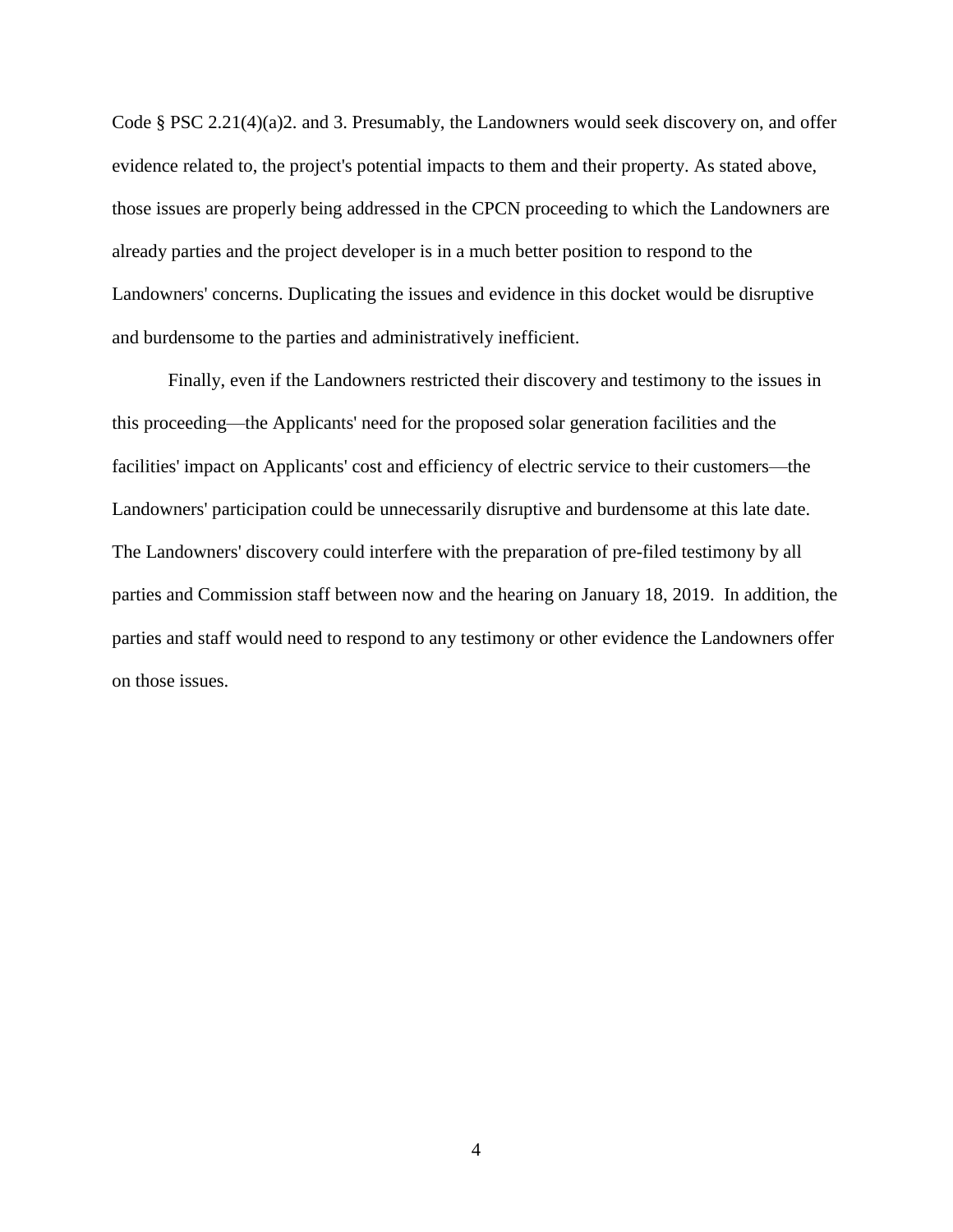Code § PSC 2.21(4)(a)2. and 3. Presumably, the Landowners would seek discovery on, and offer evidence related to, the project's potential impacts to them and their property. As stated above, those issues are properly being addressed in the CPCN proceeding to which the Landowners are already parties and the project developer is in a much better position to respond to the Landowners' concerns. Duplicating the issues and evidence in this docket would be disruptive and burdensome to the parties and administratively inefficient.

Finally, even if the Landowners restricted their discovery and testimony to the issues in this proceeding—the Applicants' need for the proposed solar generation facilities and the facilities' impact on Applicants' cost and efficiency of electric service to their customers—the Landowners' participation could be unnecessarily disruptive and burdensome at this late date. The Landowners' discovery could interfere with the preparation of pre-filed testimony by all parties and Commission staff between now and the hearing on January 18, 2019. In addition, the parties and staff would need to respond to any testimony or other evidence the Landowners offer on those issues.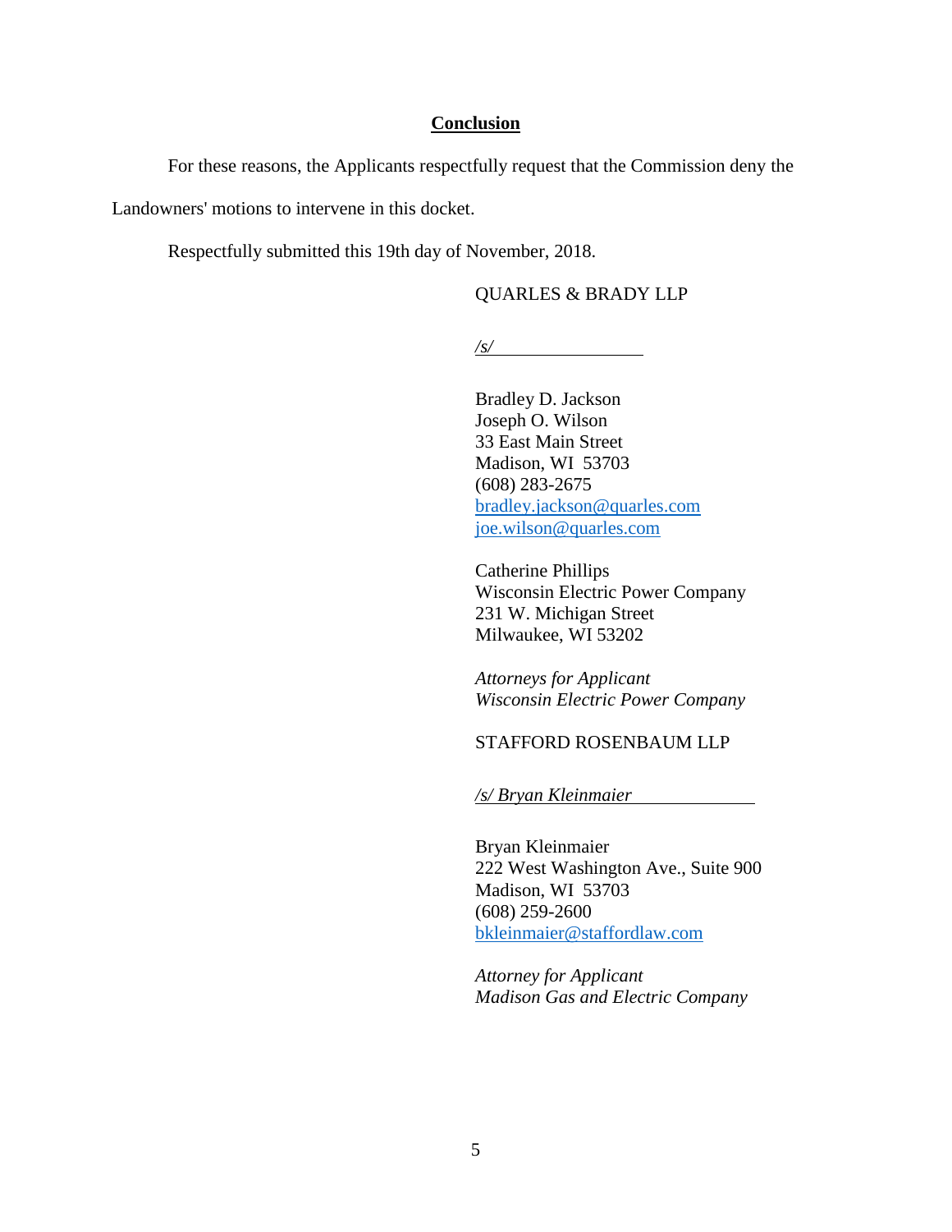## Conclusion

For these reasons, the Applicants respectfully request that the Commission deny the Landowners' motions to intervene in this docket.

Respectfully submitted this 19th day of November, 2018.

QUARLES & BRADY LLP

*/s/*

Bradley D. Jackson
Joseph O. Wilson
33 East Main Street
Madison, WI 53703
(608) 283-2675
bradley.jackson@quarles.com
joe.wilson@quarles.com

Catherine Phillips
Wisconsin Electric Power Company
231 W. Michigan Street
Milwaukee, WI 53202

*Attorneys for Applicant*
*Wisconsin Electric Power Company*

STAFFORD ROSENBAUM LLP

*/s/ Bryan Kleinmaier*

Bryan Kleinmaier
222 West Washington Ave., Suite 900
Madison, WI 53703
(608) 259-2600
bkleinmaier@staffordlaw.com

*Attorney for Applicant*
*Madison Gas and Electric Company*